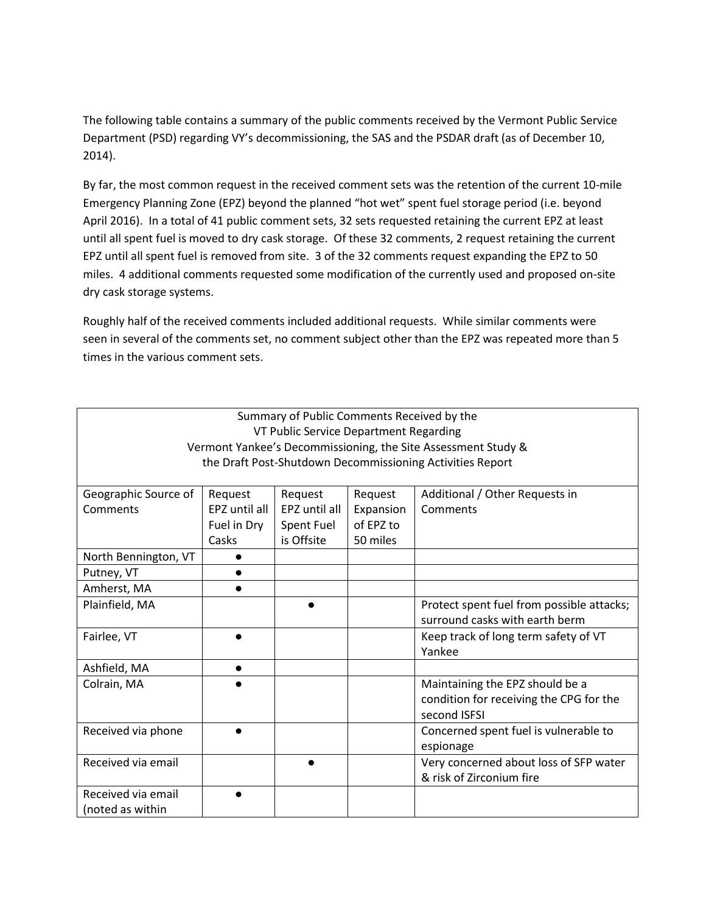The following table contains a summary of the public comments received by the Vermont Public Service Department (PSD) regarding VY's decommissioning, the SAS and the PSDAR draft (as of December 10, 2014).

By far, the most common request in the received comment sets was the retention of the current 10-mile Emergency Planning Zone (EPZ) beyond the planned "hot wet" spent fuel storage period (i.e. beyond April 2016). In a total of 41 public comment sets, 32 sets requested retaining the current EPZ at least until all spent fuel is moved to dry cask storage. Of these 32 comments, 2 request retaining the current EPZ until all spent fuel is removed from site. 3 of the 32 comments request expanding the EPZ to 50 miles. 4 additional comments requested some modification of the currently used and proposed on-site dry cask storage systems.

Roughly half of the received comments included additional requests. While similar comments were seen in several of the comments set, no comment subject other than the EPZ was repeated more than 5 times in the various comment sets.

| Summary of Public Comments Received by the VT Public Service Department Regarding Vermont Yankee's Decommissioning, the Site Assessment Study & the Draft Post-Shutdown Decommissioning Activities Report | | | | |
|---|---|---|---|---|
| Geographic Source of Comments | Request EPZ until all Fuel in Dry Casks | Request EPZ until all Spent Fuel is Offsite | Request Expansion of EPZ to 50 miles | Additional / Other Requests in Comments |
| North Bennington, VT | ● | | | |
| Putney, VT | ● | | | |
| Amherst, MA | ● | | | |
| Plainfield, MA | | ● | | Protect spent fuel from possible attacks; surround casks with earth berm |
| Fairlee, VT | ● | | | Keep track of long term safety of VT Yankee |
| Ashfield, MA | ● | | | |
| Colrain, MA | ● | | | Maintaining the EPZ should be a condition for receiving the CPG for the second ISFSI |
| Received via phone | ● | | | Concerned spent fuel is vulnerable to espionage |
| Received via email | | ● | | Very concerned about loss of SFP water & risk of Zirconium fire |
| Received via email (noted as within | ● | | | |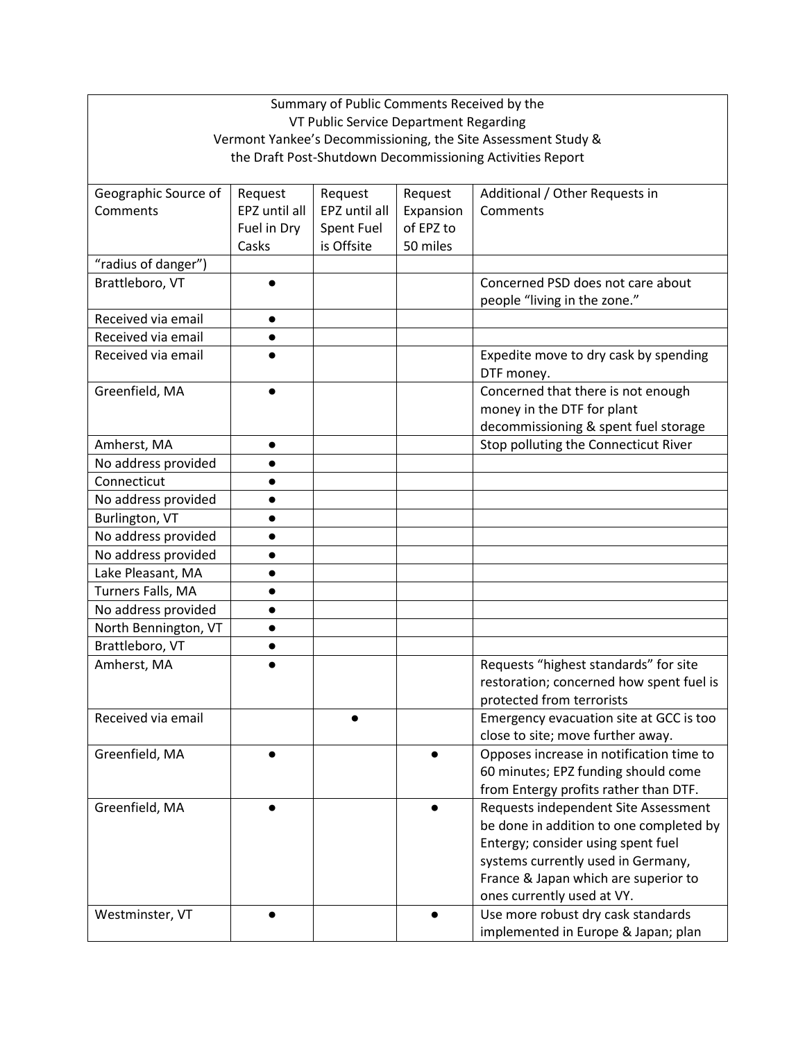| Summary of Public Comments Received by the VT Public Service Department Regarding Vermont Yankee's Decommissioning, the Site Assessment Study & the Draft Post-Shutdown Decommissioning Activities Report | | | | |
|---|---|---|---|---|
| Geographic Source of Comments | Request EPZ until all Fuel in Dry Casks | Request EPZ until all Spent Fuel is Offsite | Request Expansion of EPZ to 50 miles | Additional / Other Requests in Comments |
| "radius of danger") | | | | |
| Brattleboro, VT | ● | | | Concerned PSD does not care about people "living in the zone." |
| Received via email | ● | | | |
| Received via email | ● | | | |
| Received via email | ● | | | Expedite move to dry cask by spending DTF money. |
| Greenfield, MA | ● | | | Concerned that there is not enough money in the DTF for plant decommissioning & spent fuel storage |
| Amherst, MA | ● | | | Stop polluting the Connecticut River |
| No address provided | ● | | | |
| Connecticut | ● | | | |
| No address provided | ● | | | |
| Burlington, VT | ● | | | |
| No address provided | ● | | | |
| No address provided | ● | | | |
| Lake Pleasant, MA | ● | | | |
| Turners Falls, MA | ● | | | |
| No address provided | ● | | | |
| North Bennington, VT | ● | | | |
| Brattleboro, VT | ● | | | |
| Amherst, MA | ● | | | Requests "highest standards" for site restoration; concerned how spent fuel is protected from terrorists |
| Received via email | | ● | | Emergency evacuation site at GCC is too close to site; move further away. |
| Greenfield, MA | ● | | ● | Opposes increase in notification time to 60 minutes; EPZ funding should come from Entergy profits rather than DTF. |
| Greenfield, MA | ● | | ● | Requests independent Site Assessment be done in addition to one completed by Entergy; consider using spent fuel systems currently used in Germany, France & Japan which are superior to ones currently used at VY. |
| Westminster, VT | ● | | ● | Use more robust dry cask standards implemented in Europe & Japan; plan |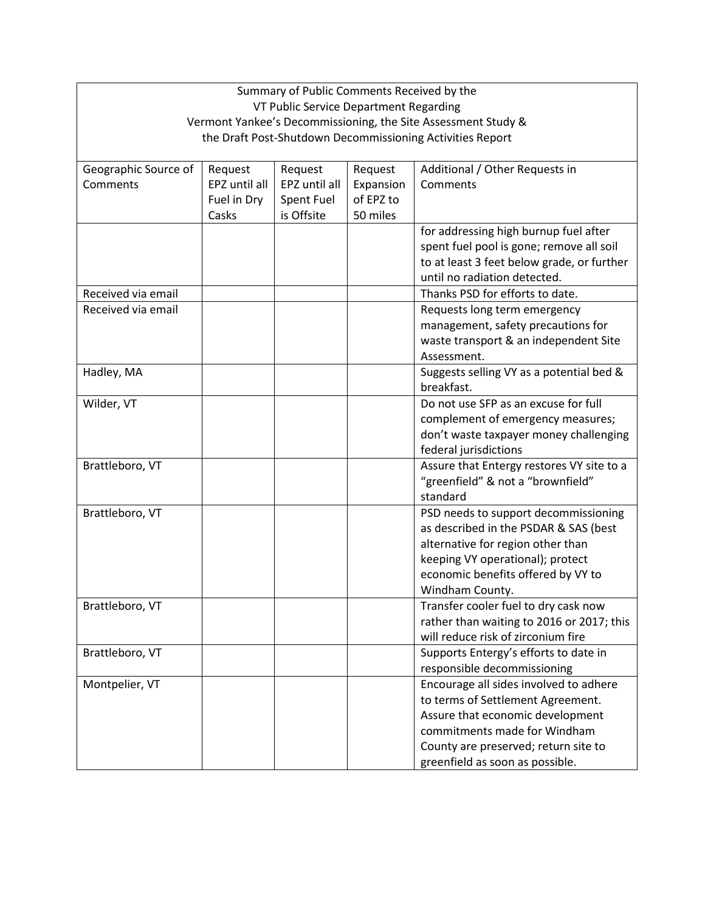| Summary of Public Comments Received by the VT Public Service Department Regarding Vermont Yankee's Decommissioning, the Site Assessment Study & the Draft Post-Shutdown Decommissioning Activities Report | | | | |
|---|---|---|---|---|
| Geographic Source of Comments | Request EPZ until all Fuel in Dry Casks | Request EPZ until all Spent Fuel is Offsite | Request Expansion of EPZ to 50 miles | Additional / Other Requests in Comments |
| | | | | for addressing high burnup fuel after spent fuel pool is gone; remove all soil to at least 3 feet below grade, or further until no radiation detected. |
| Received via email | | | | Thanks PSD for efforts to date. |
| Received via email | | | | Requests long term emergency management, safety precautions for waste transport & an independent Site Assessment. |
| Hadley, MA | | | | Suggests selling VY as a potential bed & breakfast. |
| Wilder, VT | | | | Do not use SFP as an excuse for full complement of emergency measures; don't waste taxpayer money challenging federal jurisdictions |
| Brattleboro, VT | | | | Assure that Entergy restores VY site to a "greenfield" & not a "brownfield" standard |
| Brattleboro, VT | | | | PSD needs to support decommissioning as described in the PSDAR & SAS (best alternative for region other than keeping VY operational); protect economic benefits offered by VY to Windham County. |
| Brattleboro, VT | | | | Transfer cooler fuel to dry cask now rather than waiting to 2016 or 2017; this will reduce risk of zirconium fire |
| Brattleboro, VT | | | | Supports Entergy's efforts to date in responsible decommissioning |
| Montpelier, VT | | | | Encourage all sides involved to adhere to terms of Settlement Agreement. Assure that economic development commitments made for Windham County are preserved; return site to greenfield as soon as possible. |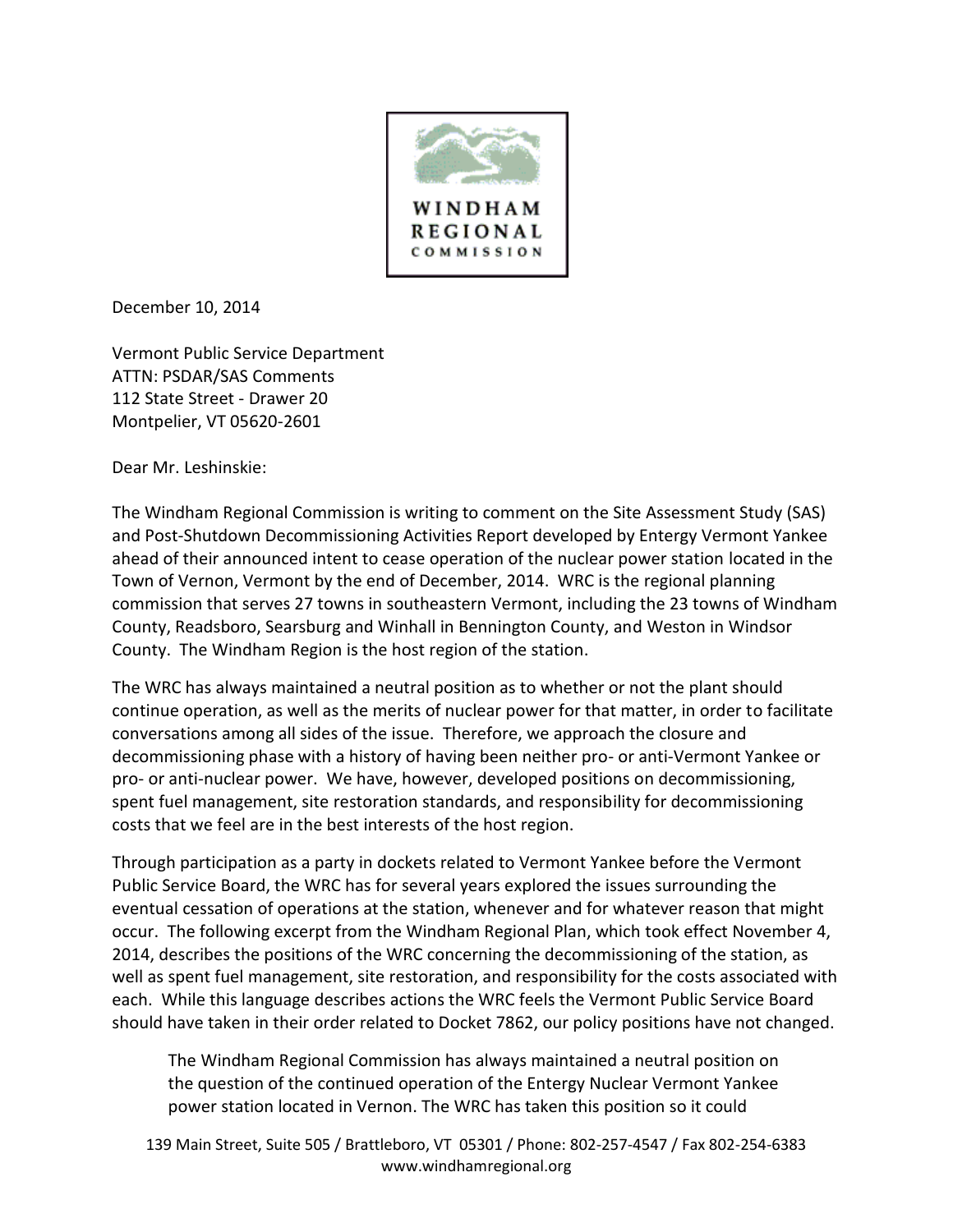WINDHAM REGIONAL COMMISSION

December 10, 2014

Vermont Public Service Department
ATTN: PSDAR/SAS Comments
112 State Street - Drawer 20
Montpelier, VT 05620-2601

Dear Mr. Leshinskie:

The Windham Regional Commission is writing to comment on the Site Assessment Study (SAS) and Post-Shutdown Decommissioning Activities Report developed by Entergy Vermont Yankee ahead of their announced intent to cease operation of the nuclear power station located in the Town of Vernon, Vermont by the end of December, 2014. WRC is the regional planning commission that serves 27 towns in southeastern Vermont, including the 23 towns of Windham County, Readsboro, Searsburg and Winhall in Bennington County, and Weston in Windsor County. The Windham Region is the host region of the station.

The WRC has always maintained a neutral position as to whether or not the plant should continue operation, as well as the merits of nuclear power for that matter, in order to facilitate conversations among all sides of the issue. Therefore, we approach the closure and decommissioning phase with a history of having been neither pro- or anti-Vermont Yankee or pro- or anti-nuclear power. We have, however, developed positions on decommissioning, spent fuel management, site restoration standards, and responsibility for decommissioning costs that we feel are in the best interests of the host region.

Through participation as a party in dockets related to Vermont Yankee before the Vermont Public Service Board, the WRC has for several years explored the issues surrounding the eventual cessation of operations at the station, whenever and for whatever reason that might occur. The following excerpt from the Windham Regional Plan, which took effect November 4, 2014, describes the positions of the WRC concerning the decommissioning of the station, as well as spent fuel management, site restoration, and responsibility for the costs associated with each. While this language describes actions the WRC feels the Vermont Public Service Board should have taken in their order related to Docket 7862, our policy positions have not changed.

> The Windham Regional Commission has always maintained a neutral position on the question of the continued operation of the Entergy Nuclear Vermont Yankee power station located in Vernon. The WRC has taken this position so it could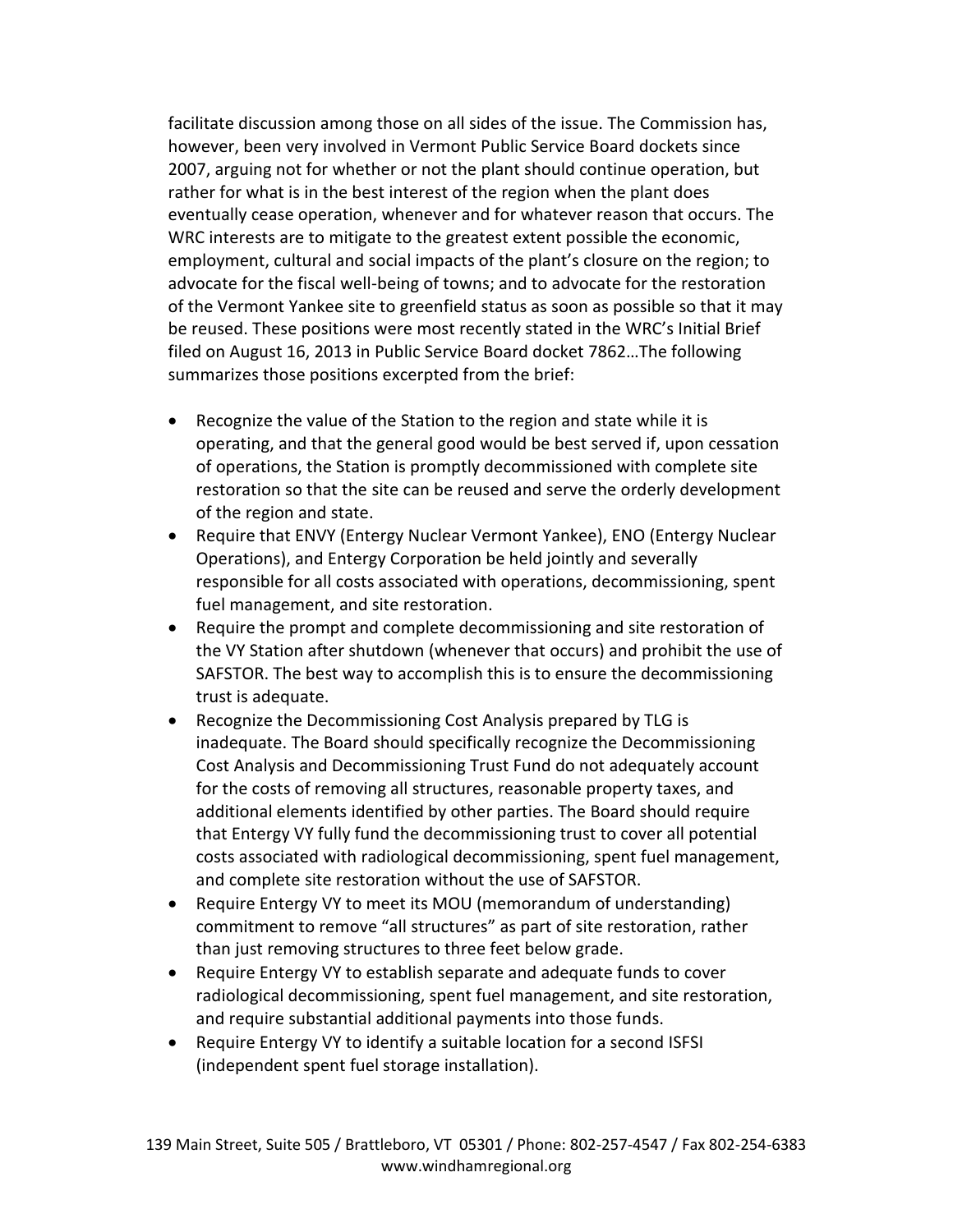facilitate discussion among those on all sides of the issue. The Commission has, however, been very involved in Vermont Public Service Board dockets since 2007, arguing not for whether or not the plant should continue operation, but rather for what is in the best interest of the region when the plant does eventually cease operation, whenever and for whatever reason that occurs. The WRC interests are to mitigate to the greatest extent possible the economic, employment, cultural and social impacts of the plant's closure on the region; to advocate for the fiscal well-being of towns; and to advocate for the restoration of the Vermont Yankee site to greenfield status as soon as possible so that it may be reused. These positions were most recently stated in the WRC's Initial Brief filed on August 16, 2013 in Public Service Board docket 7862…The following summarizes those positions excerpted from the brief:

- Recognize the value of the Station to the region and state while it is operating, and that the general good would be best served if, upon cessation of operations, the Station is promptly decommissioned with complete site restoration so that the site can be reused and serve the orderly development of the region and state.
- Require that ENVY (Entergy Nuclear Vermont Yankee), ENO (Entergy Nuclear Operations), and Entergy Corporation be held jointly and severally responsible for all costs associated with operations, decommissioning, spent fuel management, and site restoration.
- Require the prompt and complete decommissioning and site restoration of the VY Station after shutdown (whenever that occurs) and prohibit the use of SAFSTOR. The best way to accomplish this is to ensure the decommissioning trust is adequate.
- Recognize the Decommissioning Cost Analysis prepared by TLG is inadequate. The Board should specifically recognize the Decommissioning Cost Analysis and Decommissioning Trust Fund do not adequately account for the costs of removing all structures, reasonable property taxes, and additional elements identified by other parties. The Board should require that Entergy VY fully fund the decommissioning trust to cover all potential costs associated with radiological decommissioning, spent fuel management, and complete site restoration without the use of SAFSTOR.
- Require Entergy VY to meet its MOU (memorandum of understanding) commitment to remove "all structures" as part of site restoration, rather than just removing structures to three feet below grade.
- Require Entergy VY to establish separate and adequate funds to cover radiological decommissioning, spent fuel management, and site restoration, and require substantial additional payments into those funds.
- Require Entergy VY to identify a suitable location for a second ISFSI (independent spent fuel storage installation).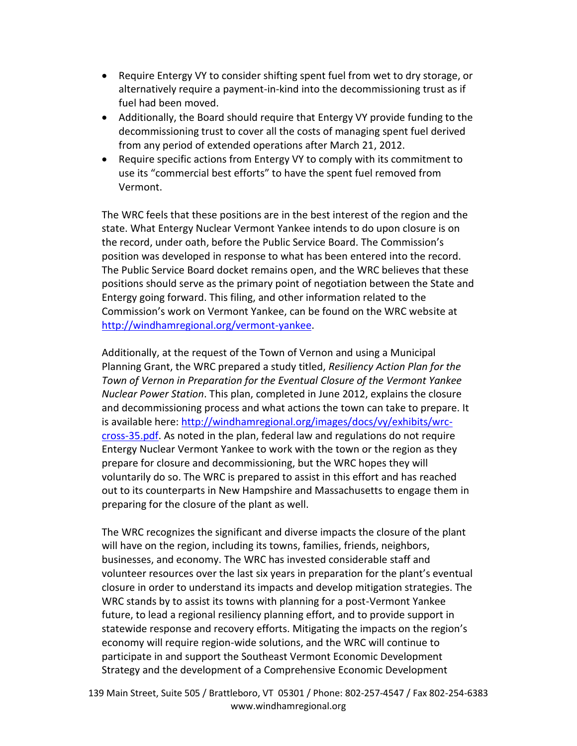- Require Entergy VY to consider shifting spent fuel from wet to dry storage, or alternatively require a payment-in-kind into the decommissioning trust as if fuel had been moved.
- Additionally, the Board should require that Entergy VY provide funding to the decommissioning trust to cover all the costs of managing spent fuel derived from any period of extended operations after March 21, 2012.
- Require specific actions from Entergy VY to comply with its commitment to use its "commercial best efforts" to have the spent fuel removed from Vermont.

The WRC feels that these positions are in the best interest of the region and the state. What Entergy Nuclear Vermont Yankee intends to do upon closure is on the record, under oath, before the Public Service Board. The Commission's position was developed in response to what has been entered into the record. The Public Service Board docket remains open, and the WRC believes that these positions should serve as the primary point of negotiation between the State and Entergy going forward. This filing, and other information related to the Commission's work on Vermont Yankee, can be found on the WRC website at http://windhamregional.org/vermont-yankee.

Additionally, at the request of the Town of Vernon and using a Municipal Planning Grant, the WRC prepared a study titled, *Resiliency Action Plan for the Town of Vernon in Preparation for the Eventual Closure of the Vermont Yankee Nuclear Power Station*. This plan, completed in June 2012, explains the closure and decommissioning process and what actions the town can take to prepare. It is available here: http://windhamregional.org/images/docs/vy/exhibits/wrc-cross-35.pdf. As noted in the plan, federal law and regulations do not require Entergy Nuclear Vermont Yankee to work with the town or the region as they prepare for closure and decommissioning, but the WRC hopes they will voluntarily do so. The WRC is prepared to assist in this effort and has reached out to its counterparts in New Hampshire and Massachusetts to engage them in preparing for the closure of the plant as well.

The WRC recognizes the significant and diverse impacts the closure of the plant will have on the region, including its towns, families, friends, neighbors, businesses, and economy. The WRC has invested considerable staff and volunteer resources over the last six years in preparation for the plant's eventual closure in order to understand its impacts and develop mitigation strategies. The WRC stands by to assist its towns with planning for a post-Vermont Yankee future, to lead a regional resiliency planning effort, and to provide support in statewide response and recovery efforts. Mitigating the impacts on the region's economy will require region-wide solutions, and the WRC will continue to participate in and support the Southeast Vermont Economic Development Strategy and the development of a Comprehensive Economic Development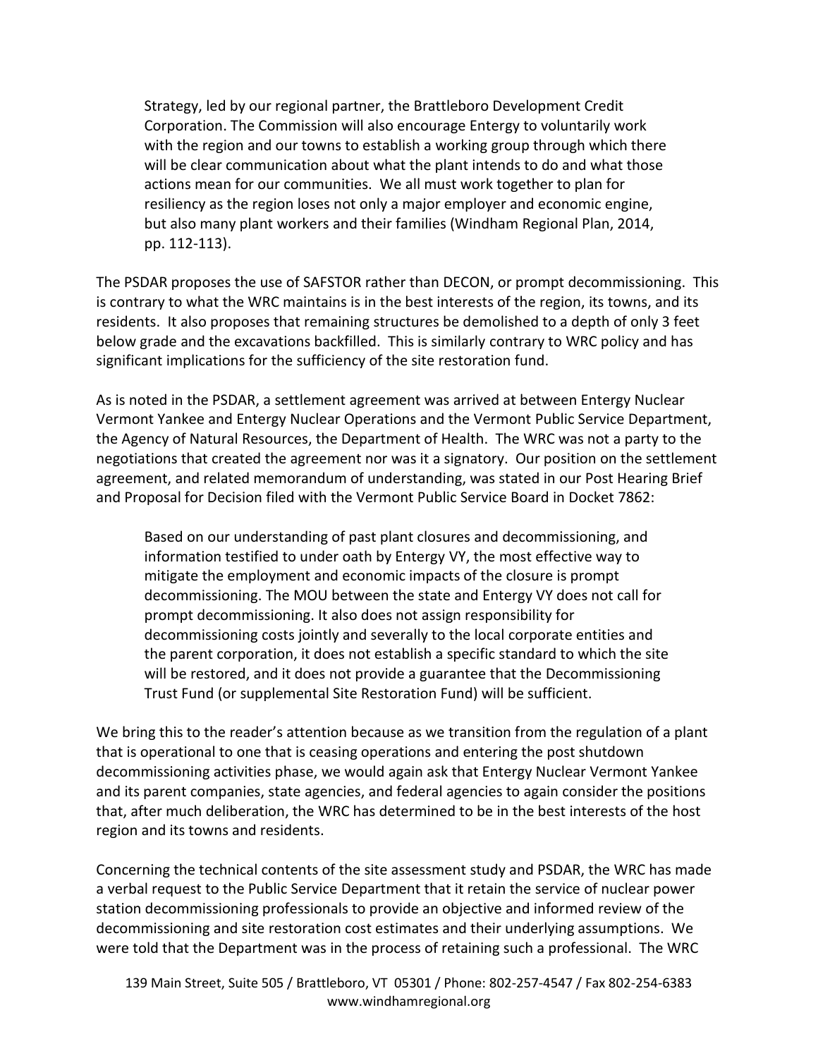> Strategy, led by our regional partner, the Brattleboro Development Credit Corporation. The Commission will also encourage Entergy to voluntarily work with the region and our towns to establish a working group through which there will be clear communication about what the plant intends to do and what those actions mean for our communities. We all must work together to plan for resiliency as the region loses not only a major employer and economic engine, but also many plant workers and their families (Windham Regional Plan, 2014, pp. 112-113).

The PSDAR proposes the use of SAFSTOR rather than DECON, or prompt decommissioning. This is contrary to what the WRC maintains is in the best interests of the region, its towns, and its residents. It also proposes that remaining structures be demolished to a depth of only 3 feet below grade and the excavations backfilled. This is similarly contrary to WRC policy and has significant implications for the sufficiency of the site restoration fund.

As is noted in the PSDAR, a settlement agreement was arrived at between Entergy Nuclear Vermont Yankee and Entergy Nuclear Operations and the Vermont Public Service Department, the Agency of Natural Resources, the Department of Health. The WRC was not a party to the negotiations that created the agreement nor was it a signatory. Our position on the settlement agreement, and related memorandum of understanding, was stated in our Post Hearing Brief and Proposal for Decision filed with the Vermont Public Service Board in Docket 7862:

> Based on our understanding of past plant closures and decommissioning, and information testified to under oath by Entergy VY, the most effective way to mitigate the employment and economic impacts of the closure is prompt decommissioning. The MOU between the state and Entergy VY does not call for prompt decommissioning. It also does not assign responsibility for decommissioning costs jointly and severally to the local corporate entities and the parent corporation, it does not establish a specific standard to which the site will be restored, and it does not provide a guarantee that the Decommissioning Trust Fund (or supplemental Site Restoration Fund) will be sufficient.

We bring this to the reader's attention because as we transition from the regulation of a plant that is operational to one that is ceasing operations and entering the post shutdown decommissioning activities phase, we would again ask that Entergy Nuclear Vermont Yankee and its parent companies, state agencies, and federal agencies to again consider the positions that, after much deliberation, the WRC has determined to be in the best interests of the host region and its towns and residents.

Concerning the technical contents of the site assessment study and PSDAR, the WRC has made a verbal request to the Public Service Department that it retain the service of nuclear power station decommissioning professionals to provide an objective and informed review of the decommissioning and site restoration cost estimates and their underlying assumptions. We were told that the Department was in the process of retaining such a professional. The WRC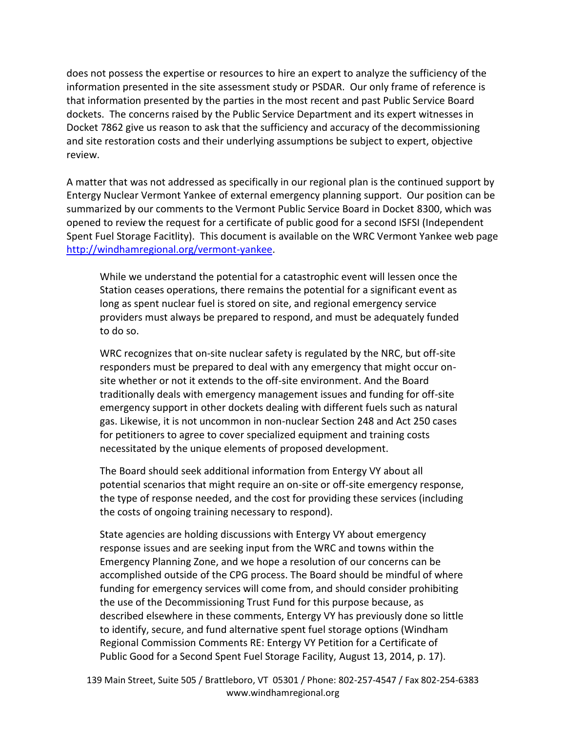does not possess the expertise or resources to hire an expert to analyze the sufficiency of the information presented in the site assessment study or PSDAR. Our only frame of reference is that information presented by the parties in the most recent and past Public Service Board dockets. The concerns raised by the Public Service Department and its expert witnesses in Docket 7862 give us reason to ask that the sufficiency and accuracy of the decommissioning and site restoration costs and their underlying assumptions be subject to expert, objective review.

A matter that was not addressed as specifically in our regional plan is the continued support by Entergy Nuclear Vermont Yankee of external emergency planning support. Our position can be summarized by our comments to the Vermont Public Service Board in Docket 8300, which was opened to review the request for a certificate of public good for a second ISFSI (Independent Spent Fuel Storage Facitlity). This document is available on the WRC Vermont Yankee web page [http://windhamregional.org/vermont-yankee](http://windhamregional.org/vermont-yankee).

> While we understand the potential for a catastrophic event will lessen once the Station ceases operations, there remains the potential for a significant event as long as spent nuclear fuel is stored on site, and regional emergency service providers must always be prepared to respond, and must be adequately funded to do so.
>
> WRC recognizes that on-site nuclear safety is regulated by the NRC, but off-site responders must be prepared to deal with any emergency that might occur on-site whether or not it extends to the off-site environment. And the Board traditionally deals with emergency management issues and funding for off-site emergency support in other dockets dealing with different fuels such as natural gas. Likewise, it is not uncommon in non-nuclear Section 248 and Act 250 cases for petitioners to agree to cover specialized equipment and training costs necessitated by the unique elements of proposed development.
>
> The Board should seek additional information from Entergy VY about all potential scenarios that might require an on-site or off-site emergency response, the type of response needed, and the cost for providing these services (including the costs of ongoing training necessary to respond).
>
> State agencies are holding discussions with Entergy VY about emergency response issues and are seeking input from the WRC and towns within the Emergency Planning Zone, and we hope a resolution of our concerns can be accomplished outside of the CPG process. The Board should be mindful of where funding for emergency services will come from, and should consider prohibiting the use of the Decommissioning Trust Fund for this purpose because, as described elsewhere in these comments, Entergy VY has previously done so little to identify, secure, and fund alternative spent fuel storage options (Windham Regional Commission Comments RE: Entergy VY Petition for a Certificate of Public Good for a Second Spent Fuel Storage Facility, August 13, 2014, p. 17).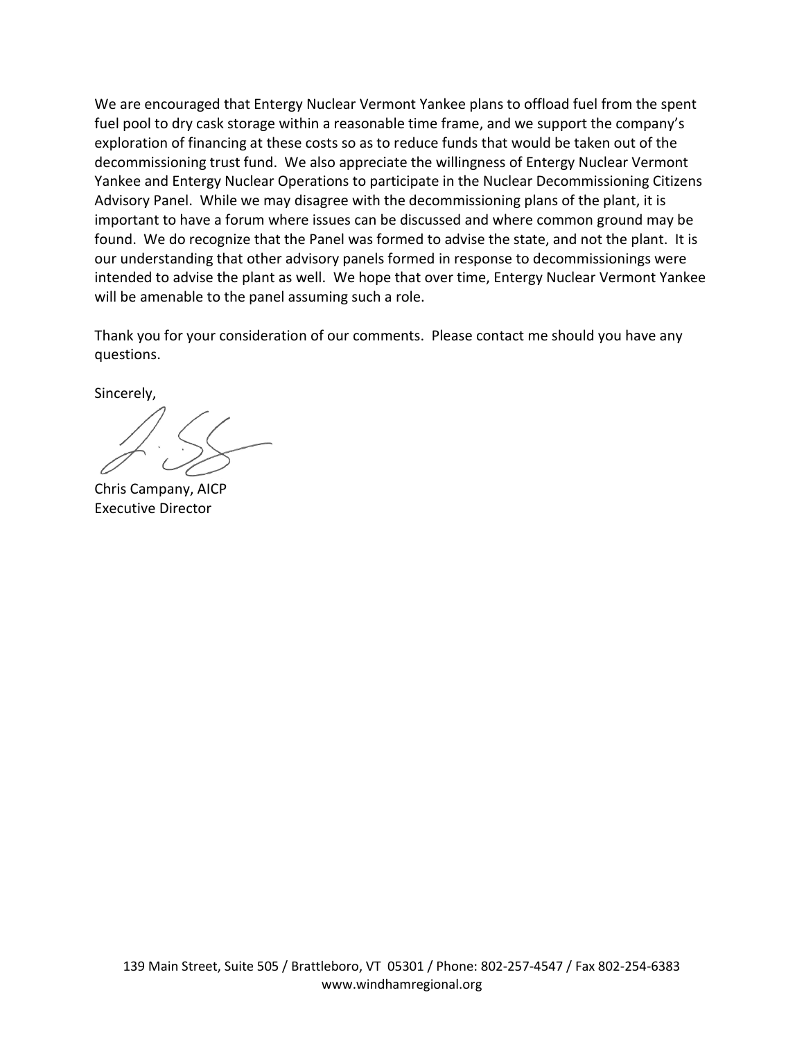We are encouraged that Entergy Nuclear Vermont Yankee plans to offload fuel from the spent fuel pool to dry cask storage within a reasonable time frame, and we support the company's exploration of financing at these costs so as to reduce funds that would be taken out of the decommissioning trust fund. We also appreciate the willingness of Entergy Nuclear Vermont Yankee and Entergy Nuclear Operations to participate in the Nuclear Decommissioning Citizens Advisory Panel. While we may disagree with the decommissioning plans of the plant, it is important to have a forum where issues can be discussed and where common ground may be found. We do recognize that the Panel was formed to advise the state, and not the plant. It is our understanding that other advisory panels formed in response to decommissionings were intended to advise the plant as well. We hope that over time, Entergy Nuclear Vermont Yankee will be amenable to the panel assuming such a role.

Thank you for your consideration of our comments. Please contact me should you have any questions.

Sincerely,

Chris Campany, AICP
Executive Director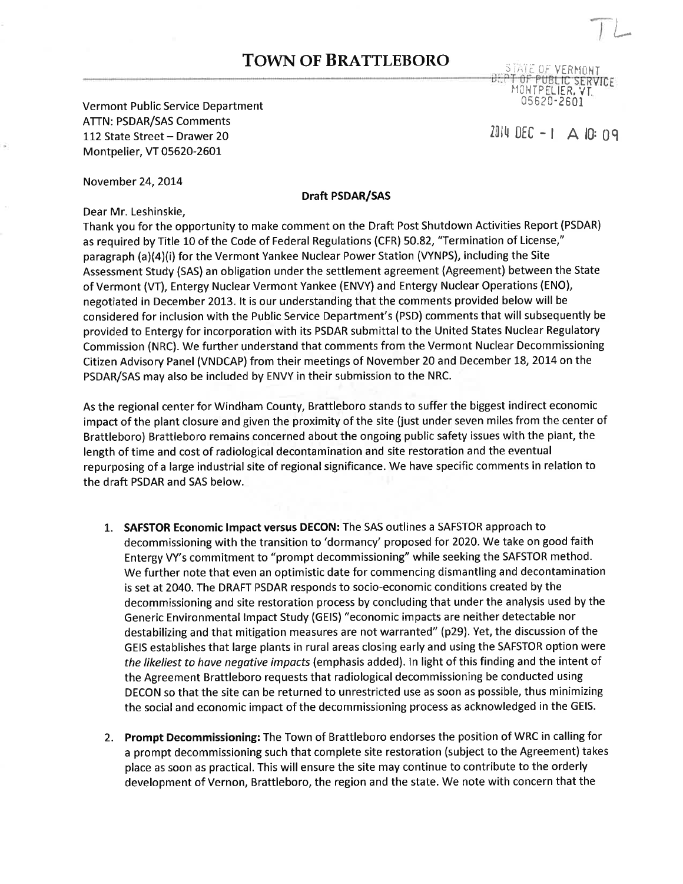# TOWN OF BRATTLEBORO

STATE OF VERMONT
DEPT OF PUBLIC SERVICE
MONTPELIER, VT
05620-2601

2014 DEC - 1 A 10: 09

TL

Vermont Public Service Department
ATTN: PSDAR/SAS Comments
112 State Street – Drawer 20
Montpelier, VT 05620-2601

November 24, 2014

**Draft PSDAR/SAS**

Dear Mr. Leshinskie,

Thank you for the opportunity to make comment on the Draft Post Shutdown Activities Report (PSDAR) as required by Title 10 of the Code of Federal Regulations (CFR) 50.82, "Termination of License," paragraph (a)(4)(i) for the Vermont Yankee Nuclear Power Station (VYNPS), including the Site Assessment Study (SAS) an obligation under the settlement agreement (Agreement) between the State of Vermont (VT), Entergy Nuclear Vermont Yankee (ENVY) and Entergy Nuclear Operations (ENO), negotiated in December 2013. It is our understanding that the comments provided below will be considered for inclusion with the Public Service Department's (PSD) comments that will subsequently be provided to Entergy for incorporation with its PSDAR submittal to the United States Nuclear Regulatory Commission (NRC). We further understand that comments from the Vermont Nuclear Decommissioning Citizen Advisory Panel (VNDCAP) from their meetings of November 20 and December 18, 2014 on the PSDAR/SAS may also be included by ENVY in their submission to the NRC.

As the regional center for Windham County, Brattleboro stands to suffer the biggest indirect economic impact of the plant closure and given the proximity of the site (just under seven miles from the center of Brattleboro) Brattleboro remains concerned about the ongoing public safety issues with the plant, the length of time and cost of radiological decontamination and site restoration and the eventual repurposing of a large industrial site of regional significance. We have specific comments in relation to the draft PSDAR and SAS below.

1. **SAFSTOR Economic Impact versus DECON:** The SAS outlines a SAFSTOR approach to decommissioning with the transition to 'dormancy' proposed for 2020. We take on good faith Entergy VY's commitment to "prompt decommissioning" while seeking the SAFSTOR method. We further note that even an optimistic date for commencing dismantling and decontamination is set at 2040. The DRAFT PSDAR responds to socio-economic conditions created by the decommissioning and site restoration process by concluding that under the analysis used by the Generic Environmental Impact Study (GEIS) "economic impacts are neither detectable nor destabilizing and that mitigation measures are not warranted" (p29). Yet, the discussion of the GEIS establishes that large plants in rural areas closing early and using the SAFSTOR option were *the likeliest to have negative impacts* (emphasis added). In light of this finding and the intent of the Agreement Brattleboro requests that radiological decommissioning be conducted using DECON so that the site can be returned to unrestricted use as soon as possible, thus minimizing the social and economic impact of the decommissioning process as acknowledged in the GEIS.

2. **Prompt Decommissioning:** The Town of Brattleboro endorses the position of WRC in calling for a prompt decommissioning such that complete site restoration (subject to the Agreement) takes place as soon as practical. This will ensure the site may continue to contribute to the orderly development of Vernon, Brattleboro, the region and the state. We note with concern that the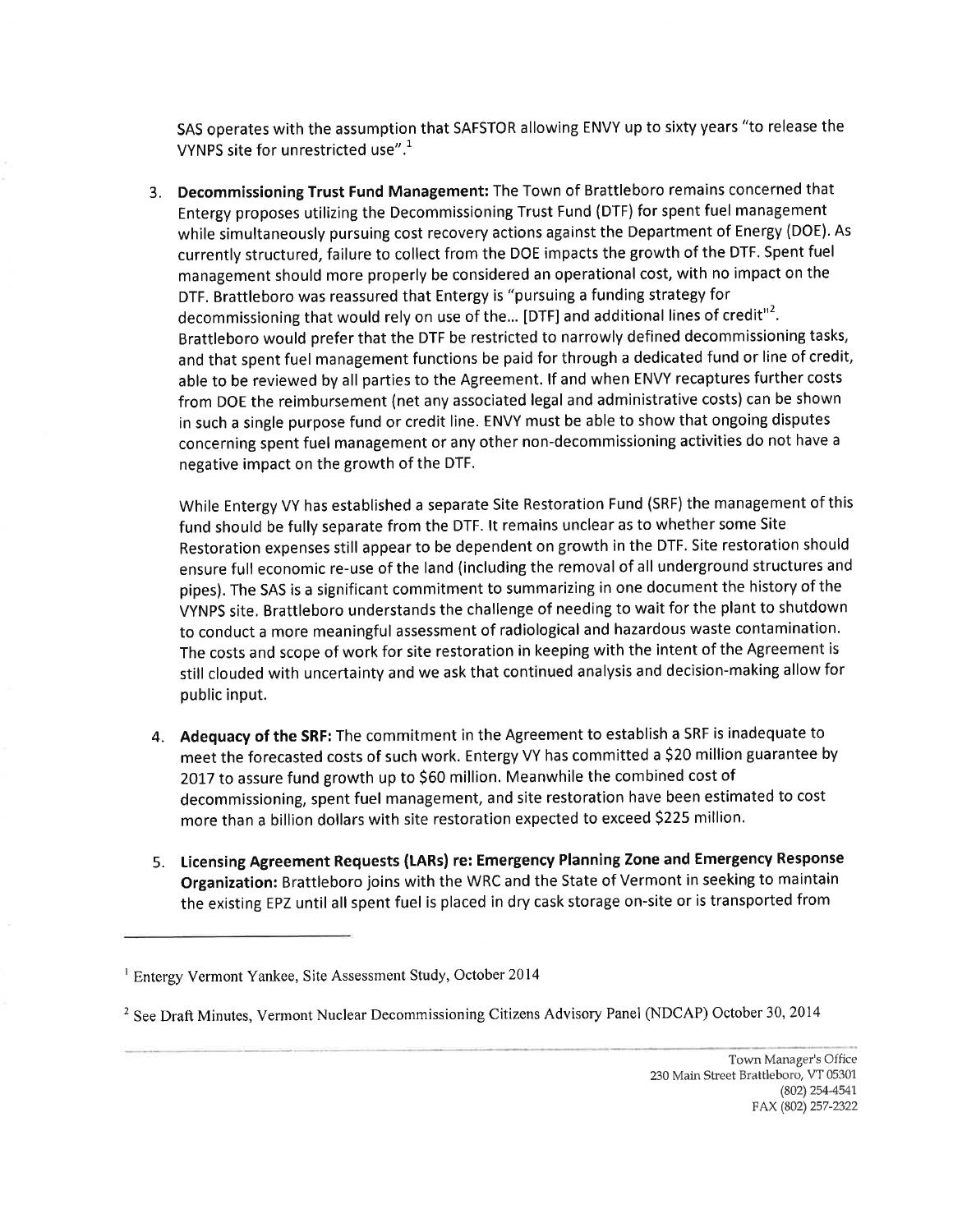SAS operates with the assumption that SAFSTOR allowing ENVY up to sixty years "to release the VYNPS site for unrestricted use".[1]

3. **Decommissioning Trust Fund Management:** The Town of Brattleboro remains concerned that Entergy proposes utilizing the Decommissioning Trust Fund (DTF) for spent fuel management while simultaneously pursuing cost recovery actions against the Department of Energy (DOE). As currently structured, failure to collect from the DOE impacts the growth of the DTF. Spent fuel management should more properly be considered an operational cost, with no impact on the DTF. Brattleboro was reassured that Entergy is "pursuing a funding strategy for decommissioning that would rely on use of the… [DTF] and additional lines of credit"[2]. Brattleboro would prefer that the DTF be restricted to narrowly defined decommissioning tasks, and that spent fuel management functions be paid for through a dedicated fund or line of credit, able to be reviewed by all parties to the Agreement. If and when ENVY recaptures further costs from DOE the reimbursement (net any associated legal and administrative costs) can be shown in such a single purpose fund or credit line. ENVY must be able to show that ongoing disputes concerning spent fuel management or any other non-decommissioning activities do not have a negative impact on the growth of the DTF.

   While Entergy VY has established a separate Site Restoration Fund (SRF) the management of this fund should be fully separate from the DTF. It remains unclear as to whether some Site Restoration expenses still appear to be dependent on growth in the DTF. Site restoration should ensure full economic re-use of the land (including the removal of all underground structures and pipes). The SAS is a significant commitment to summarizing in one document the history of the VYNPS site. Brattleboro understands the challenge of needing to wait for the plant to shutdown to conduct a more meaningful assessment of radiological and hazardous waste contamination. The costs and scope of work for site restoration in keeping with the intent of the Agreement is still clouded with uncertainty and we ask that continued analysis and decision-making allow for public input.

4. **Adequacy of the SRF:** The commitment in the Agreement to establish a SRF is inadequate to meet the forecasted costs of such work. Entergy VY has committed a $20 million guarantee by 2017 to assure fund growth up to $60 million. Meanwhile the combined cost of decommissioning, spent fuel management, and site restoration have been estimated to cost more than a billion dollars with site restoration expected to exceed $225 million.

5. **Licensing Agreement Requests (LARs) re: Emergency Planning Zone and Emergency Response Organization:** Brattleboro joins with the WRC and the State of Vermont in seeking to maintain the existing EPZ until all spent fuel is placed in dry cask storage on-site or is transported from

---

[1] Entergy Vermont Yankee, Site Assessment Study, October 2014

[2] See Draft Minutes, Vermont Nuclear Decommissioning Citizens Advisory Panel (NDCAP) October 30, 2014

Town Manager's Office
230 Main Street Brattleboro, VT 05301
(802) 254-4541
FAX (802) 257-2322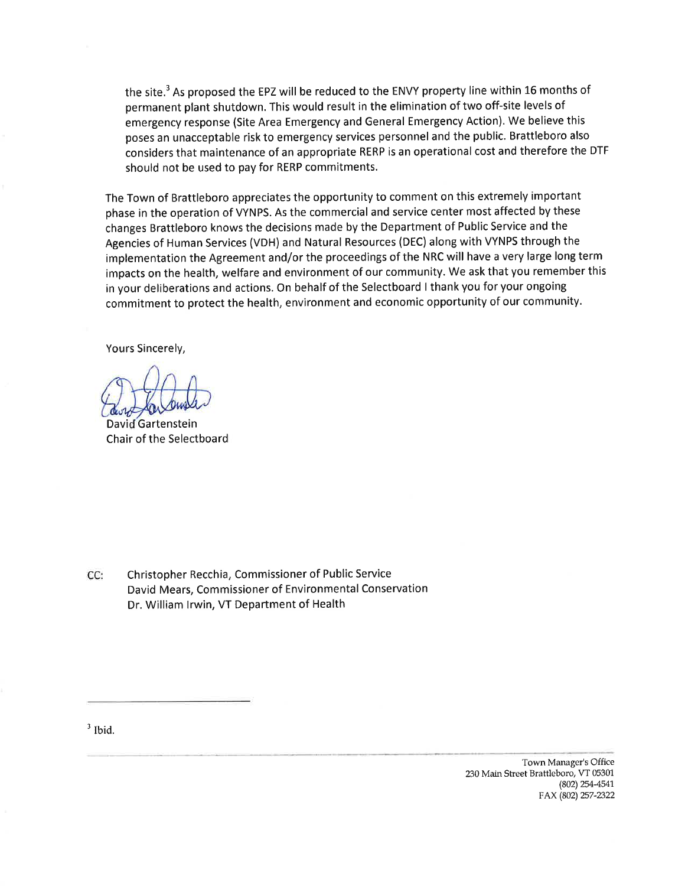the site.[3] As proposed the EPZ will be reduced to the ENVY property line within 16 months of permanent plant shutdown. This would result in the elimination of two off-site levels of emergency response (Site Area Emergency and General Emergency Action). We believe this poses an unacceptable risk to emergency services personnel and the public. Brattleboro also considers that maintenance of an appropriate RERP is an operational cost and therefore the DTF should not be used to pay for RERP commitments.

The Town of Brattleboro appreciates the opportunity to comment on this extremely important phase in the operation of VYNPS. As the commercial and service center most affected by these changes Brattleboro knows the decisions made by the Department of Public Service and the Agencies of Human Services (VDH) and Natural Resources (DEC) along with VYNPS through the implementation the Agreement and/or the proceedings of the NRC will have a very large long term impacts on the health, welfare and environment of our community. We ask that you remember this in your deliberations and actions. On behalf of the Selectboard I thank you for your ongoing commitment to protect the health, environment and economic opportunity of our community.

Yours Sincerely,

David Gartenstein
Chair of the Selectboard

CC: Christopher Recchia, Commissioner of Public Service
David Mears, Commissioner of Environmental Conservation
Dr. William Irwin, VT Department of Health

---

[3] Ibid.

Town Manager's Office
230 Main Street Brattleboro, VT 05301
(802) 254-4541
FAX (802) 257-2322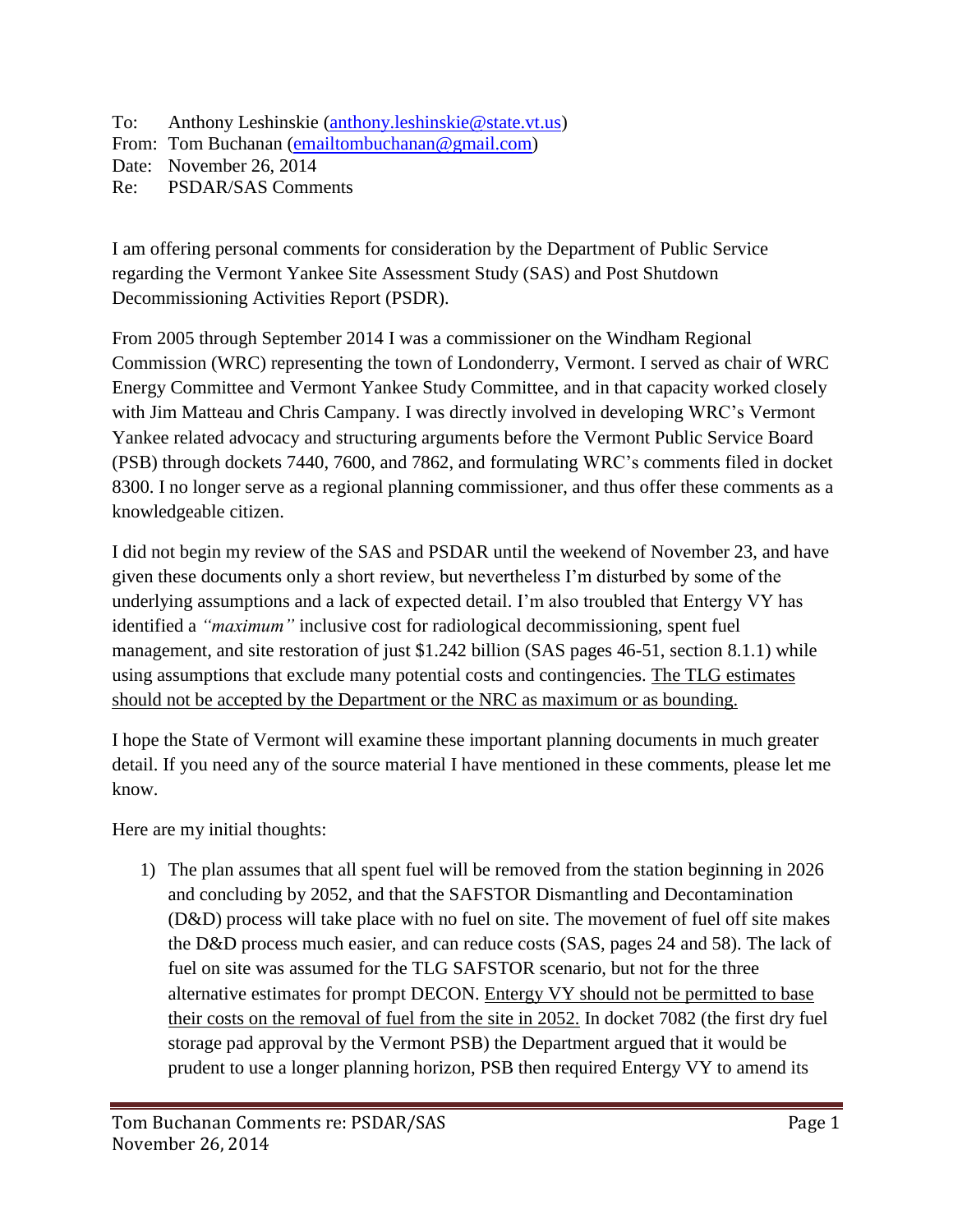To: Anthony Leshinskie (anthony.leshinskie@state.vt.us)
From: Tom Buchanan (emailtombuchanan@gmail.com)
Date: November 26, 2014
Re: PSDAR/SAS Comments

I am offering personal comments for consideration by the Department of Public Service regarding the Vermont Yankee Site Assessment Study (SAS) and Post Shutdown Decommissioning Activities Report (PSDR).

From 2005 through September 2014 I was a commissioner on the Windham Regional Commission (WRC) representing the town of Londonderry, Vermont. I served as chair of WRC Energy Committee and Vermont Yankee Study Committee, and in that capacity worked closely with Jim Matteau and Chris Campany. I was directly involved in developing WRC's Vermont Yankee related advocacy and structuring arguments before the Vermont Public Service Board (PSB) through dockets 7440, 7600, and 7862, and formulating WRC's comments filed in docket 8300. I no longer serve as a regional planning commissioner, and thus offer these comments as a knowledgeable citizen.

I did not begin my review of the SAS and PSDAR until the weekend of November 23, and have given these documents only a short review, but nevertheless I'm disturbed by some of the underlying assumptions and a lack of expected detail. I'm also troubled that Entergy VY has identified a *"maximum"* inclusive cost for radiological decommissioning, spent fuel management, and site restoration of just $1.242 billion (SAS pages 46-51, section 8.1.1) while using assumptions that exclude many potential costs and contingencies. <u>The TLG estimates should not be accepted by the Department or the NRC as maximum or as bounding.</u>

I hope the State of Vermont will examine these important planning documents in much greater detail. If you need any of the source material I have mentioned in these comments, please let me know.

Here are my initial thoughts:

1) The plan assumes that all spent fuel will be removed from the station beginning in 2026 and concluding by 2052, and that the SAFSTOR Dismantling and Decontamination (D&D) process will take place with no fuel on site. The movement of fuel off site makes the D&D process much easier, and can reduce costs (SAS, pages 24 and 58). The lack of fuel on site was assumed for the TLG SAFSTOR scenario, but not for the three alternative estimates for prompt DECON. <u>Entergy VY should not be permitted to base their costs on the removal of fuel from the site in 2052.</u> In docket 7082 (the first dry fuel storage pad approval by the Vermont PSB) the Department argued that it would be prudent to use a longer planning horizon, PSB then required Entergy VY to amend its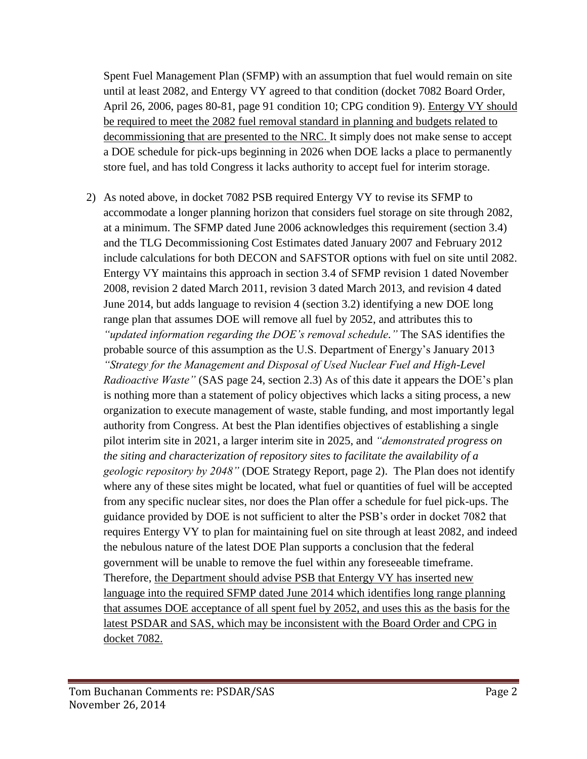Spent Fuel Management Plan (SFMP) with an assumption that fuel would remain on site until at least 2082, and Entergy VY agreed to that condition (docket 7082 Board Order, April 26, 2006, pages 80-81, page 91 condition 10; CPG condition 9). <u>Entergy VY should be required to meet the 2082 fuel removal standard in planning and budgets related to decommissioning that are presented to the NRC.</u> It simply does not make sense to accept a DOE schedule for pick-ups beginning in 2026 when DOE lacks a place to permanently store fuel, and has told Congress it lacks authority to accept fuel for interim storage.

2) As noted above, in docket 7082 PSB required Entergy VY to revise its SFMP to accommodate a longer planning horizon that considers fuel storage on site through 2082, at a minimum. The SFMP dated June 2006 acknowledges this requirement (section 3.4) and the TLG Decommissioning Cost Estimates dated January 2007 and February 2012 include calculations for both DECON and SAFSTOR options with fuel on site until 2082. Entergy VY maintains this approach in section 3.4 of SFMP revision 1 dated November 2008, revision 2 dated March 2011, revision 3 dated March 2013, and revision 4 dated June 2014, but adds language to revision 4 (section 3.2) identifying a new DOE long range plan that assumes DOE will remove all fuel by 2052, and attributes this to *"updated information regarding the DOE's removal schedule."* The SAS identifies the probable source of this assumption as the U.S. Department of Energy's January 2013 *"Strategy for the Management and Disposal of Used Nuclear Fuel and High-Level Radioactive Waste"* (SAS page 24, section 2.3) As of this date it appears the DOE's plan is nothing more than a statement of policy objectives which lacks a siting process, a new organization to execute management of waste, stable funding, and most importantly legal authority from Congress. At best the Plan identifies objectives of establishing a single pilot interim site in 2021, a larger interim site in 2025, and *"demonstrated progress on the siting and characterization of repository sites to facilitate the availability of a geologic repository by 2048"* (DOE Strategy Report, page 2). The Plan does not identify where any of these sites might be located, what fuel or quantities of fuel will be accepted from any specific nuclear sites, nor does the Plan offer a schedule for fuel pick-ups. The guidance provided by DOE is not sufficient to alter the PSB's order in docket 7082 that requires Entergy VY to plan for maintaining fuel on site through at least 2082, and indeed the nebulous nature of the latest DOE Plan supports a conclusion that the federal government will be unable to remove the fuel within any foreseeable timeframe. Therefore, <u>the Department should advise PSB that Entergy VY has inserted new language into the required SFMP dated June 2014 which identifies long range planning that assumes DOE acceptance of all spent fuel by 2052, and uses this as the basis for the latest PSDAR and SAS, which may be inconsistent with the Board Order and CPG in docket 7082.</u>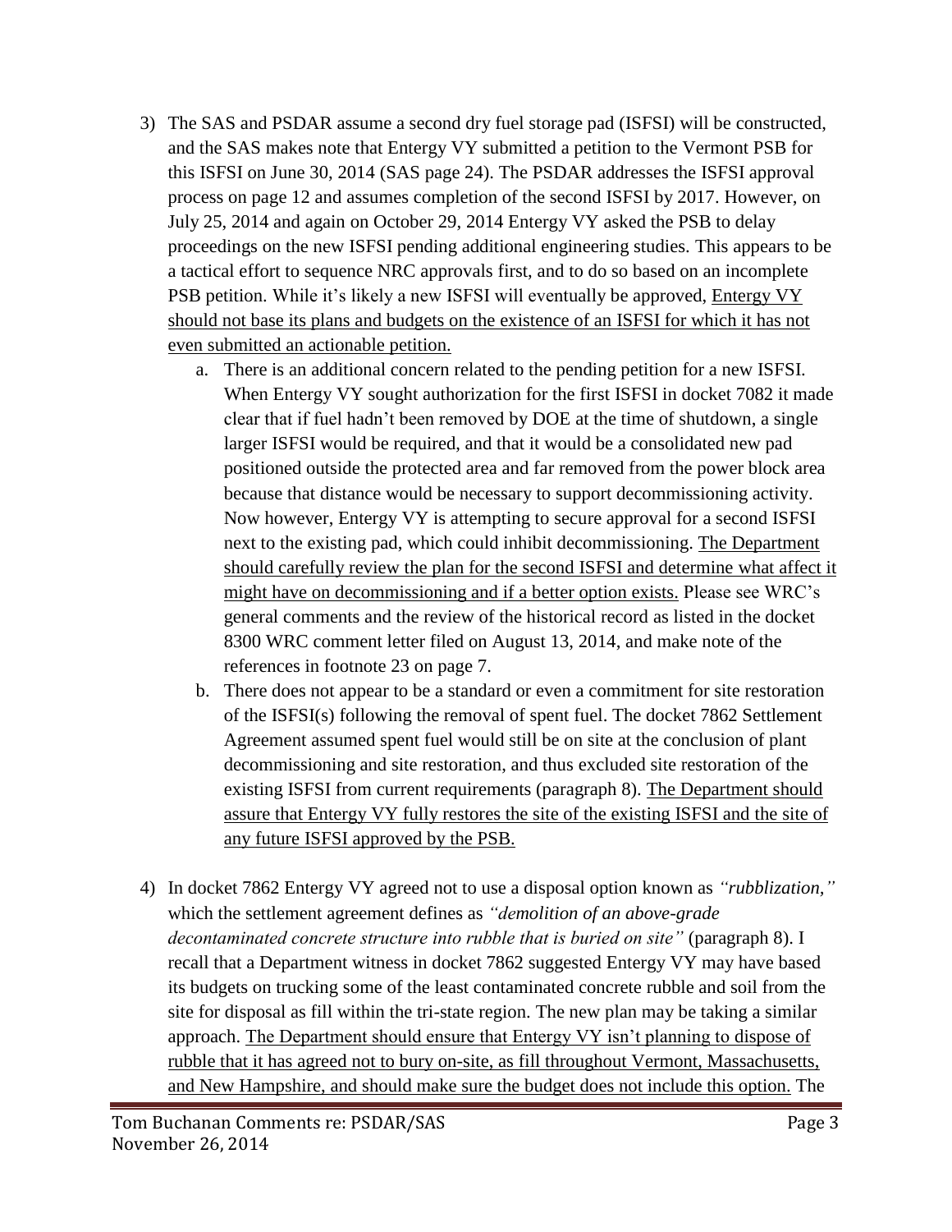3) The SAS and PSDAR assume a second dry fuel storage pad (ISFSI) will be constructed, and the SAS makes note that Entergy VY submitted a petition to the Vermont PSB for this ISFSI on June 30, 2014 (SAS page 24). The PSDAR addresses the ISFSI approval process on page 12 and assumes completion of the second ISFSI by 2017. However, on July 25, 2014 and again on October 29, 2014 Entergy VY asked the PSB to delay proceedings on the new ISFSI pending additional engineering studies. This appears to be a tactical effort to sequence NRC approvals first, and to do so based on an incomplete PSB petition. While it's likely a new ISFSI will eventually be approved, <u>Entergy VY should not base its plans and budgets on the existence of an ISFSI for which it has not even submitted an actionable petition.</u>

   a. There is an additional concern related to the pending petition for a new ISFSI. When Entergy VY sought authorization for the first ISFSI in docket 7082 it made clear that if fuel hadn't been removed by DOE at the time of shutdown, a single larger ISFSI would be required, and that it would be a consolidated new pad positioned outside the protected area and far removed from the power block area because that distance would be necessary to support decommissioning activity. Now however, Entergy VY is attempting to secure approval for a second ISFSI next to the existing pad, which could inhibit decommissioning. <u>The Department should carefully review the plan for the second ISFSI and determine what affect it might have on decommissioning and if a better option exists.</u> Please see WRC's general comments and the review of the historical record as listed in the docket 8300 WRC comment letter filed on August 13, 2014, and make note of the references in footnote 23 on page 7.

   b. There does not appear to be a standard or even a commitment for site restoration of the ISFSI(s) following the removal of spent fuel. The docket 7862 Settlement Agreement assumed spent fuel would still be on site at the conclusion of plant decommissioning and site restoration, and thus excluded site restoration of the existing ISFSI from current requirements (paragraph 8). <u>The Department should assure that Entergy VY fully restores the site of the existing ISFSI and the site of any future ISFSI approved by the PSB.</u>

4) In docket 7862 Entergy VY agreed not to use a disposal option known as *"rubblization,"* which the settlement agreement defines as *"demolition of an above-grade decontaminated concrete structure into rubble that is buried on site"* (paragraph 8). I recall that a Department witness in docket 7862 suggested Entergy VY may have based its budgets on trucking some of the least contaminated concrete rubble and soil from the site for disposal as fill within the tri-state region. The new plan may be taking a similar approach. <u>The Department should ensure that Entergy VY isn't planning to dispose of rubble that it has agreed not to bury on-site, as fill throughout Vermont, Massachusetts, and New Hampshire, and should make sure the budget does not include this option.</u> The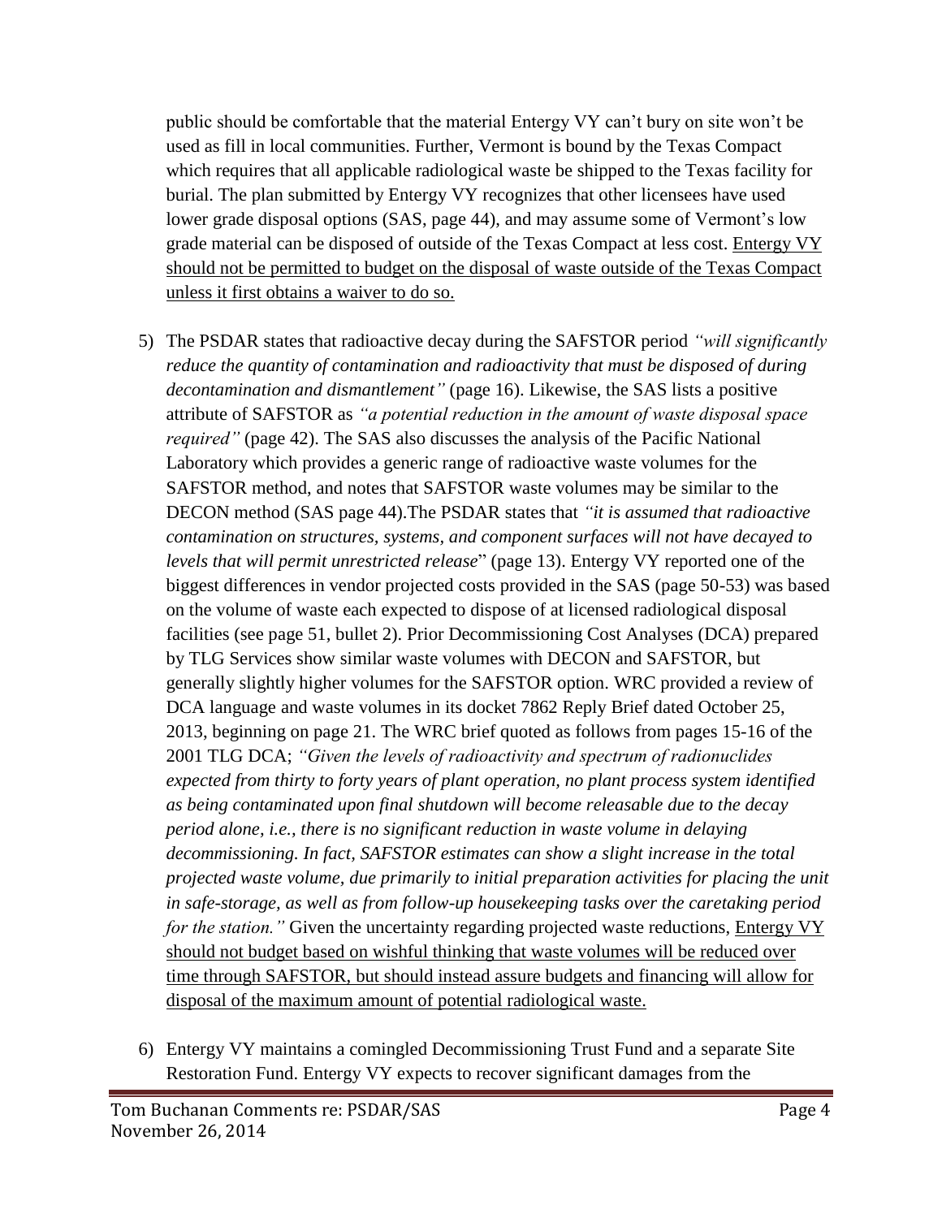public should be comfortable that the material Entergy VY can't bury on site won't be used as fill in local communities. Further, Vermont is bound by the Texas Compact which requires that all applicable radiological waste be shipped to the Texas facility for burial. The plan submitted by Entergy VY recognizes that other licensees have used lower grade disposal options (SAS, page 44), and may assume some of Vermont's low grade material can be disposed of outside of the Texas Compact at less cost. <u>Entergy VY should not be permitted to budget on the disposal of waste outside of the Texas Compact unless it first obtains a waiver to do so.</u>

5) The PSDAR states that radioactive decay during the SAFSTOR period *"will significantly reduce the quantity of contamination and radioactivity that must be disposed of during decontamination and dismantlement"* (page 16). Likewise, the SAS lists a positive attribute of SAFSTOR as *"a potential reduction in the amount of waste disposal space required"* (page 42). The SAS also discusses the analysis of the Pacific National Laboratory which provides a generic range of radioactive waste volumes for the SAFSTOR method, and notes that SAFSTOR waste volumes may be similar to the DECON method (SAS page 44).The PSDAR states that *"it is assumed that radioactive contamination on structures, systems, and component surfaces will not have decayed to levels that will permit unrestricted release*" (page 13). Entergy VY reported one of the biggest differences in vendor projected costs provided in the SAS (page 50-53) was based on the volume of waste each expected to dispose of at licensed radiological disposal facilities (see page 51, bullet 2). Prior Decommissioning Cost Analyses (DCA) prepared by TLG Services show similar waste volumes with DECON and SAFSTOR, but generally slightly higher volumes for the SAFSTOR option. WRC provided a review of DCA language and waste volumes in its docket 7862 Reply Brief dated October 25, 2013, beginning on page 21. The WRC brief quoted as follows from pages 15-16 of the 2001 TLG DCA; *"Given the levels of radioactivity and spectrum of radionuclides expected from thirty to forty years of plant operation, no plant process system identified as being contaminated upon final shutdown will become releasable due to the decay period alone, i.e., there is no significant reduction in waste volume in delaying decommissioning. In fact, SAFSTOR estimates can show a slight increase in the total projected waste volume, due primarily to initial preparation activities for placing the unit in safe-storage, as well as from follow-up housekeeping tasks over the caretaking period for the station."* Given the uncertainty regarding projected waste reductions, <u>Entergy VY should not budget based on wishful thinking that waste volumes will be reduced over time through SAFSTOR, but should instead assure budgets and financing will allow for disposal of the maximum amount of potential radiological waste.</u>

6) Entergy VY maintains a comingled Decommissioning Trust Fund and a separate Site Restoration Fund. Entergy VY expects to recover significant damages from the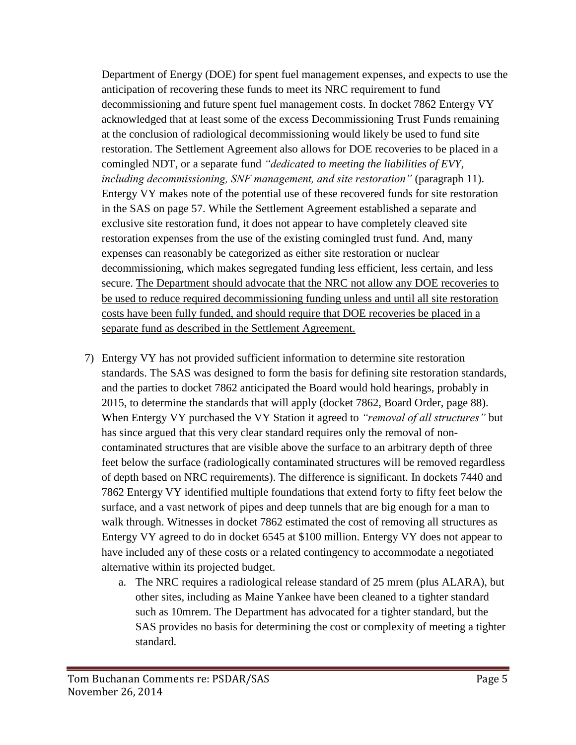Department of Energy (DOE) for spent fuel management expenses, and expects to use the anticipation of recovering these funds to meet its NRC requirement to fund decommissioning and future spent fuel management costs. In docket 7862 Entergy VY acknowledged that at least some of the excess Decommissioning Trust Funds remaining at the conclusion of radiological decommissioning would likely be used to fund site restoration. The Settlement Agreement also allows for DOE recoveries to be placed in a comingled NDT, or a separate fund *"dedicated to meeting the liabilities of EVY, including decommissioning, SNF management, and site restoration"* (paragraph 11). Entergy VY makes note of the potential use of these recovered funds for site restoration in the SAS on page 57. While the Settlement Agreement established a separate and exclusive site restoration fund, it does not appear to have completely cleaved site restoration expenses from the use of the existing comingled trust fund. And, many expenses can reasonably be categorized as either site restoration or nuclear decommissioning, which makes segregated funding less efficient, less certain, and less secure. <u>The Department should advocate that the NRC not allow any DOE recoveries to be used to reduce required decommissioning funding unless and until all site restoration costs have been fully funded, and should require that DOE recoveries be placed in a separate fund as described in the Settlement Agreement.</u>

7) Entergy VY has not provided sufficient information to determine site restoration standards. The SAS was designed to form the basis for defining site restoration standards, and the parties to docket 7862 anticipated the Board would hold hearings, probably in 2015, to determine the standards that will apply (docket 7862, Board Order, page 88). When Entergy VY purchased the VY Station it agreed to *"removal of all structures"* but has since argued that this very clear standard requires only the removal of non-contaminated structures that are visible above the surface to an arbitrary depth of three feet below the surface (radiologically contaminated structures will be removed regardless of depth based on NRC requirements). The difference is significant. In dockets 7440 and 7862 Entergy VY identified multiple foundations that extend forty to fifty feet below the surface, and a vast network of pipes and deep tunnels that are big enough for a man to walk through. Witnesses in docket 7862 estimated the cost of removing all structures as Entergy VY agreed to do in docket 6545 at $100 million. Entergy VY does not appear to have included any of these costs or a related contingency to accommodate a negotiated alternative within its projected budget.
    a. The NRC requires a radiological release standard of 25 mrem (plus ALARA), but other sites, including as Maine Yankee have been cleaned to a tighter standard such as 10mrem. The Department has advocated for a tighter standard, but the SAS provides no basis for determining the cost or complexity of meeting a tighter standard.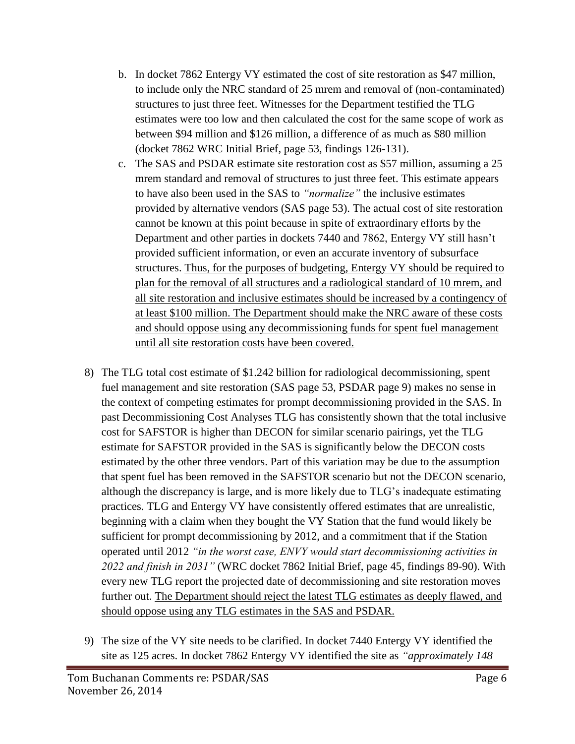b. In docket 7862 Entergy VY estimated the cost of site restoration as $47 million, to include only the NRC standard of 25 mrem and removal of (non-contaminated) structures to just three feet. Witnesses for the Department testified the TLG estimates were too low and then calculated the cost for the same scope of work as between $94 million and $126 million, a difference of as much as $80 million (docket 7862 WRC Initial Brief, page 53, findings 126-131).

c. The SAS and PSDAR estimate site restoration cost as $57 million, assuming a 25 mrem standard and removal of structures to just three feet. This estimate appears to have also been used in the SAS to *"normalize"* the inclusive estimates provided by alternative vendors (SAS page 53). The actual cost of site restoration cannot be known at this point because in spite of extraordinary efforts by the Department and other parties in dockets 7440 and 7862, Entergy VY still hasn't provided sufficient information, or even an accurate inventory of subsurface structures. <u>Thus, for the purposes of budgeting, Entergy VY should be required to plan for the removal of all structures and a radiological standard of 10 mrem, and all site restoration and inclusive estimates should be increased by a contingency of at least $100 million. The Department should make the NRC aware of these costs and should oppose using any decommissioning funds for spent fuel management until all site restoration costs have been covered.</u>

8) The TLG total cost estimate of $1.242 billion for radiological decommissioning, spent fuel management and site restoration (SAS page 53, PSDAR page 9) makes no sense in the context of competing estimates for prompt decommissioning provided in the SAS. In past Decommissioning Cost Analyses TLG has consistently shown that the total inclusive cost for SAFSTOR is higher than DECON for similar scenario pairings, yet the TLG estimate for SAFSTOR provided in the SAS is significantly below the DECON costs estimated by the other three vendors. Part of this variation may be due to the assumption that spent fuel has been removed in the SAFSTOR scenario but not the DECON scenario, although the discrepancy is large, and is more likely due to TLG's inadequate estimating practices. TLG and Entergy VY have consistently offered estimates that are unrealistic, beginning with a claim when they bought the VY Station that the fund would likely be sufficient for prompt decommissioning by 2012, and a commitment that if the Station operated until 2012 *"in the worst case, ENVY would start decommissioning activities in 2022 and finish in 2031"* (WRC docket 7862 Initial Brief, page 45, findings 89-90). With every new TLG report the projected date of decommissioning and site restoration moves further out. <u>The Department should reject the latest TLG estimates as deeply flawed, and should oppose using any TLG estimates in the SAS and PSDAR.</u>

9) The size of the VY site needs to be clarified. In docket 7440 Entergy VY identified the site as 125 acres. In docket 7862 Entergy VY identified the site as *"approximately 148*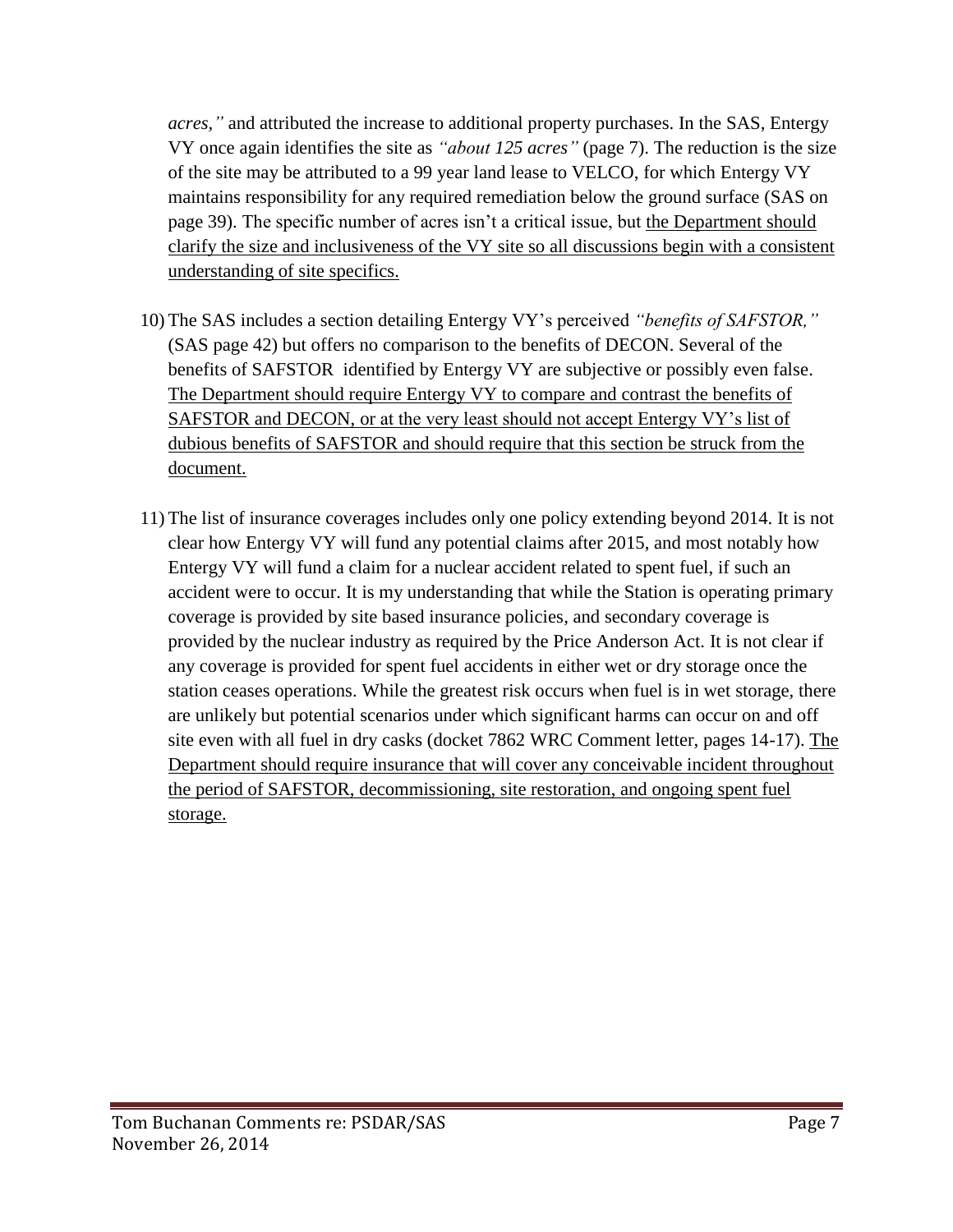*acres,"* and attributed the increase to additional property purchases. In the SAS, Entergy VY once again identifies the site as *"about 125 acres"* (page 7). The reduction is the size of the site may be attributed to a 99 year land lease to VELCO, for which Entergy VY maintains responsibility for any required remediation below the ground surface (SAS on page 39). The specific number of acres isn't a critical issue, but <u>the Department should clarify the size and inclusiveness of the VY site so all discussions begin with a consistent understanding of site specifics.</u>

10) The SAS includes a section detailing Entergy VY's perceived *"benefits of SAFSTOR,"* (SAS page 42) but offers no comparison to the benefits of DECON. Several of the benefits of SAFSTOR identified by Entergy VY are subjective or possibly even false. <u>The Department should require Entergy VY to compare and contrast the benefits of SAFSTOR and DECON, or at the very least should not accept Entergy VY's list of dubious benefits of SAFSTOR and should require that this section be struck from the document.</u>

11) The list of insurance coverages includes only one policy extending beyond 2014. It is not clear how Entergy VY will fund any potential claims after 2015, and most notably how Entergy VY will fund a claim for a nuclear accident related to spent fuel, if such an accident were to occur. It is my understanding that while the Station is operating primary coverage is provided by site based insurance policies, and secondary coverage is provided by the nuclear industry as required by the Price Anderson Act. It is not clear if any coverage is provided for spent fuel accidents in either wet or dry storage once the station ceases operations. While the greatest risk occurs when fuel is in wet storage, there are unlikely but potential scenarios under which significant harms can occur on and off site even with all fuel in dry casks (docket 7862 WRC Comment letter, pages 14-17). <u>The Department should require insurance that will cover any conceivable incident throughout the period of SAFSTOR, decommissioning, site restoration, and ongoing spent fuel storage.</u>